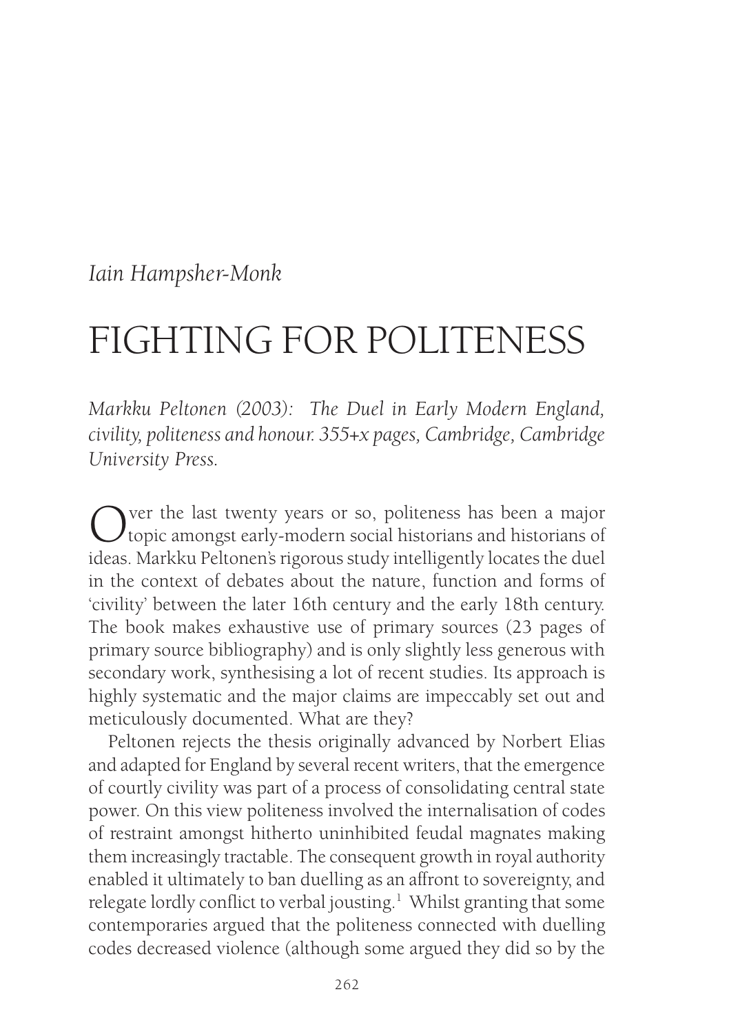*Iain Hampsher-Monk*

# FIGHTING FOR POLITENESS

*Markku Peltonen (2003): The Duel in Early Modern England, civility, politeness and honour. 355+x pages, Cambridge, Cambridge University Press.*

Over the last twenty years or so, politeness has been a major topic amongst early-modern social historians and historians of ideas. Markku Peltonen's rigorous study intelligently locates the duel in the context of debates about the nature, function and forms of 'civility' between the later 16th century and the early 18th century. The book makes exhaustive use of primary sources (23 pages of primary source bibliography) and is only slightly less generous with secondary work, synthesising a lot of recent studies. Its approach is highly systematic and the major claims are impeccably set out and meticulously documented. What are they?

Peltonen rejects the thesis originally advanced by Norbert Elias and adapted for England by several recent writers, that the emergence of courtly civility was part of a process of consolidating central state power. On this view politeness involved the internalisation of codes of restraint amongst hitherto uninhibited feudal magnates making them increasingly tractable. The consequent growth in royal authority enabled it ultimately to ban duelling as an affront to sovereignty, and relegate lordly conflict to verbal jousting.[1] Whilst granting that some contemporaries argued that the politeness connected with duelling codes decreased violence (although some argued they did so by the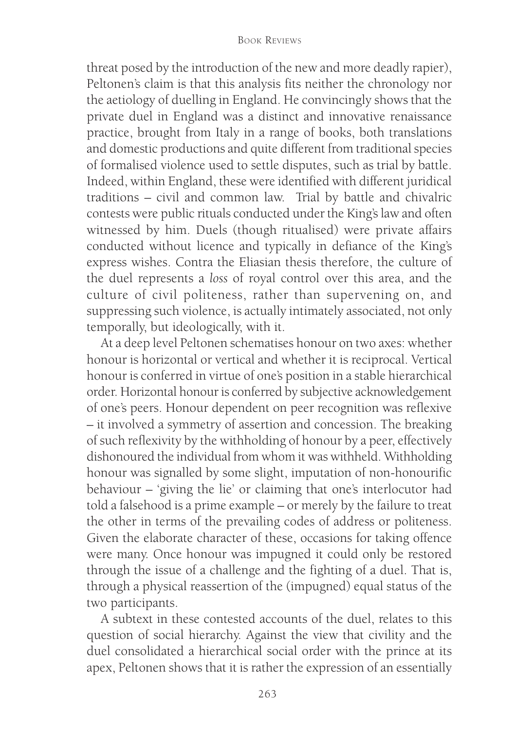threat posed by the introduction of the new and more deadly rapier), Peltonen's claim is that this analysis fits neither the chronology nor the aetiology of duelling in England. He convincingly shows that the private duel in England was a distinct and innovative renaissance practice, brought from Italy in a range of books, both translations and domestic productions and quite different from traditional species of formalised violence used to settle disputes, such as trial by battle. Indeed, within England, these were identified with different juridical traditions – civil and common law. Trial by battle and chivalric contests were public rituals conducted under the King's law and often witnessed by him. Duels (though ritualised) were private affairs conducted without licence and typically in defiance of the King's express wishes. Contra the Eliasian thesis therefore, the culture of the duel represents a *loss* of royal control over this area, and the culture of civil politeness, rather than supervening on, and suppressing such violence, is actually intimately associated, not only temporally, but ideologically, with it.

At a deep level Peltonen schematises honour on two axes: whether honour is horizontal or vertical and whether it is reciprocal. Vertical honour is conferred in virtue of one's position in a stable hierarchical order. Horizontal honour is conferred by subjective acknowledgement of one's peers. Honour dependent on peer recognition was reflexive – it involved a symmetry of assertion and concession. The breaking of such reflexivity by the withholding of honour by a peer, effectively dishonoured the individual from whom it was withheld. Withholding honour was signalled by some slight, imputation of non-honourific behaviour – 'giving the lie' or claiming that one's interlocutor had told a falsehood is a prime example – or merely by the failure to treat the other in terms of the prevailing codes of address or politeness. Given the elaborate character of these, occasions for taking offence were many. Once honour was impugned it could only be restored through the issue of a challenge and the fighting of a duel. That is, through a physical reassertion of the (impugned) equal status of the two participants.

A subtext in these contested accounts of the duel, relates to this question of social hierarchy. Against the view that civility and the duel consolidated a hierarchical social order with the prince at its apex, Peltonen shows that it is rather the expression of an essentially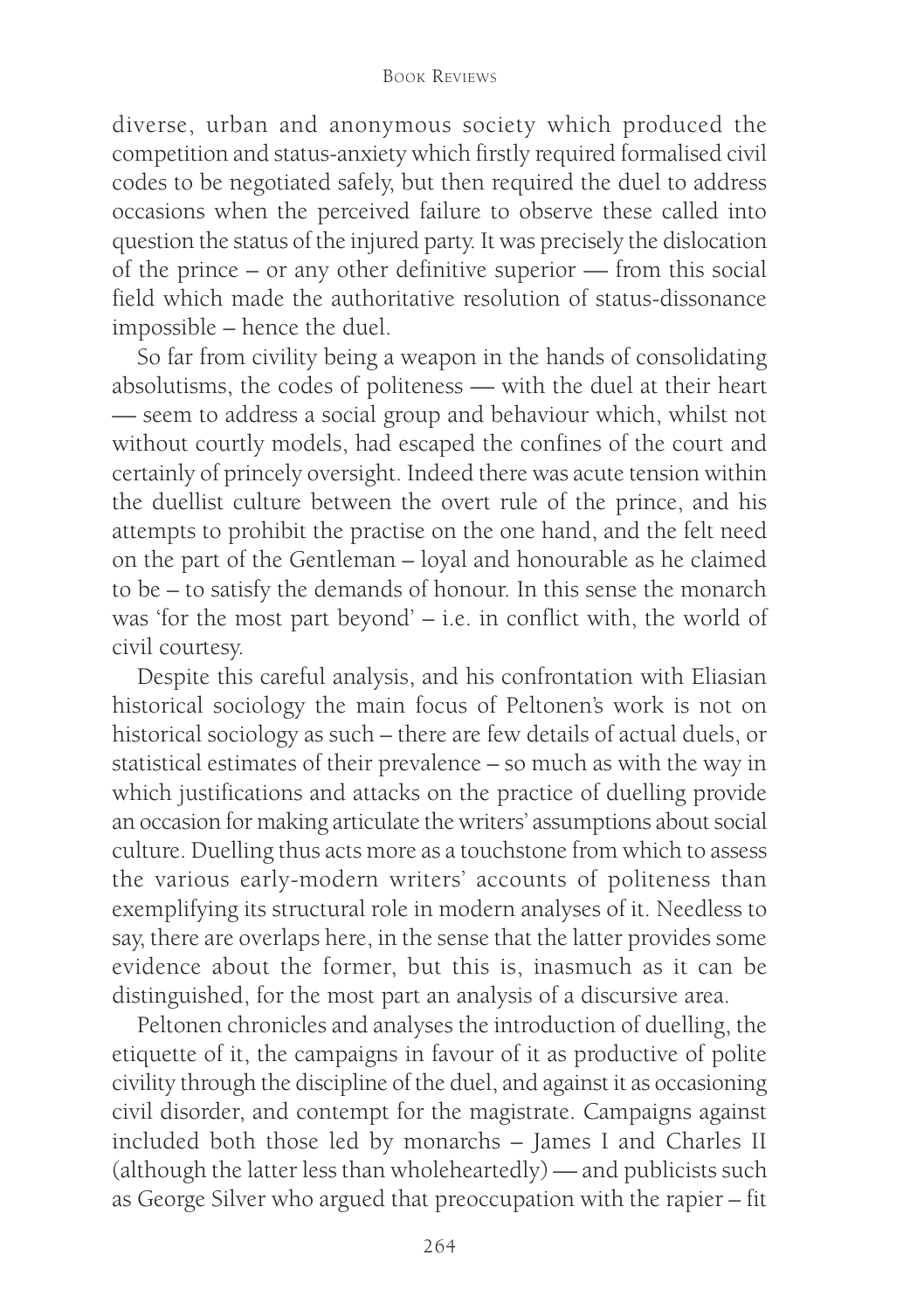diverse, urban and anonymous society which produced the competition and status-anxiety which firstly required formalised civil codes to be negotiated safely, but then required the duel to address occasions when the perceived failure to observe these called into question the status of the injured party. It was precisely the dislocation of the prince – or any other definitive superior — from this social field which made the authoritative resolution of status-dissonance impossible – hence the duel.

So far from civility being a weapon in the hands of consolidating absolutisms, the codes of politeness — with the duel at their heart — seem to address a social group and behaviour which, whilst not without courtly models, had escaped the confines of the court and certainly of princely oversight. Indeed there was acute tension within the duellist culture between the overt rule of the prince, and his attempts to prohibit the practise on the one hand, and the felt need on the part of the Gentleman – loyal and honourable as he claimed to be – to satisfy the demands of honour. In this sense the monarch was 'for the most part beyond' – i.e. in conflict with, the world of civil courtesy.

Despite this careful analysis, and his confrontation with Eliasian historical sociology the main focus of Peltonen's work is not on historical sociology as such – there are few details of actual duels, or statistical estimates of their prevalence – so much as with the way in which justifications and attacks on the practice of duelling provide an occasion for making articulate the writers' assumptions about social culture. Duelling thus acts more as a touchstone from which to assess the various early-modern writers' accounts of politeness than exemplifying its structural role in modern analyses of it. Needless to say, there are overlaps here, in the sense that the latter provides some evidence about the former, but this is, inasmuch as it can be distinguished, for the most part an analysis of a discursive area.

Peltonen chronicles and analyses the introduction of duelling, the etiquette of it, the campaigns in favour of it as productive of polite civility through the discipline of the duel, and against it as occasioning civil disorder, and contempt for the magistrate. Campaigns against included both those led by monarchs – James I and Charles II (although the latter less than wholeheartedly) — and publicists such as George Silver who argued that preoccupation with the rapier – fit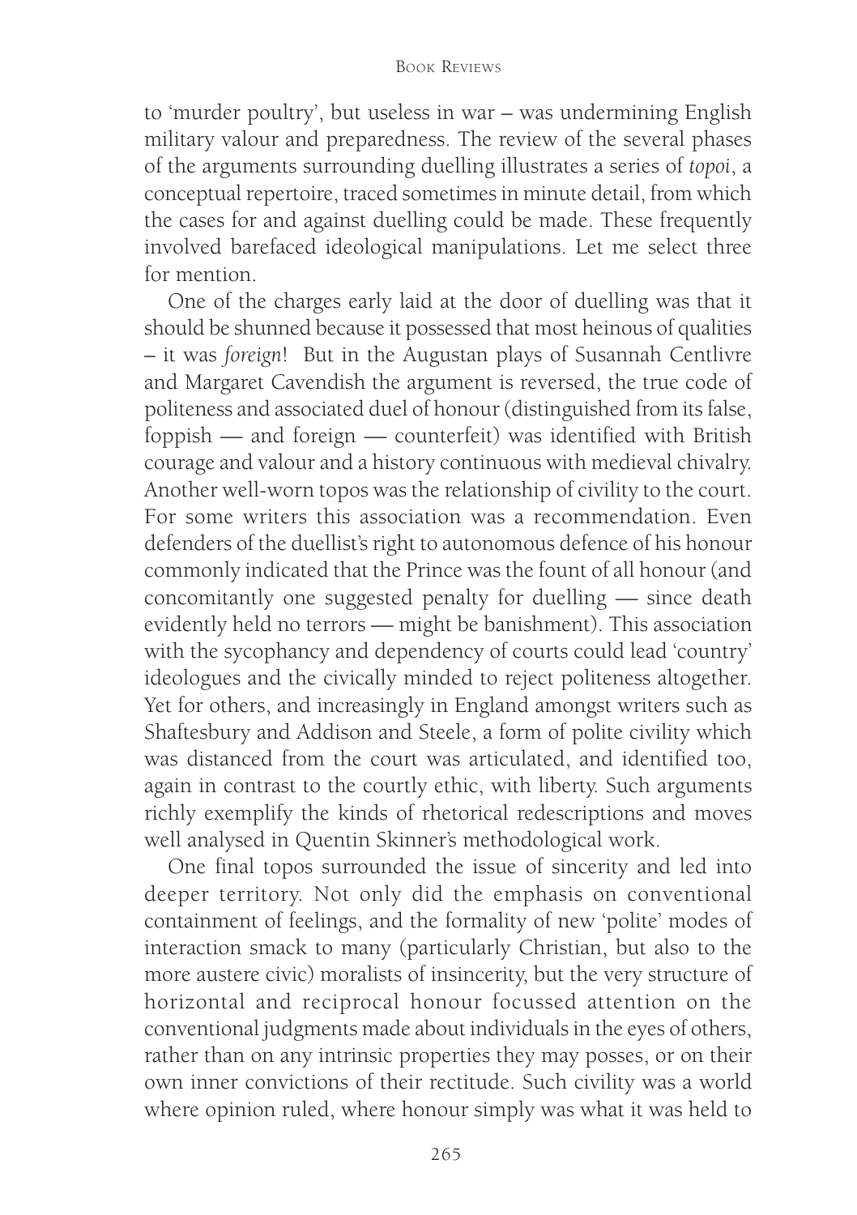to 'murder poultry', but useless in war – was undermining English military valour and preparedness. The review of the several phases of the arguments surrounding duelling illustrates a series of *topoi*, a conceptual repertoire, traced sometimes in minute detail, from which the cases for and against duelling could be made. These frequently involved barefaced ideological manipulations. Let me select three for mention.

One of the charges early laid at the door of duelling was that it should be shunned because it possessed that most heinous of qualities – it was *foreign*! But in the Augustan plays of Susannah Centlivre and Margaret Cavendish the argument is reversed, the true code of politeness and associated duel of honour (distinguished from its false, foppish — and foreign — counterfeit) was identified with British courage and valour and a history continuous with medieval chivalry. Another well-worn topos was the relationship of civility to the court. For some writers this association was a recommendation. Even defenders of the duellist's right to autonomous defence of his honour commonly indicated that the Prince was the fount of all honour (and concomitantly one suggested penalty for duelling — since death evidently held no terrors — might be banishment). This association with the sycophancy and dependency of courts could lead 'country' ideologues and the civically minded to reject politeness altogether. Yet for others, and increasingly in England amongst writers such as Shaftesbury and Addison and Steele, a form of polite civility which was distanced from the court was articulated, and identified too, again in contrast to the courtly ethic, with liberty. Such arguments richly exemplify the kinds of rhetorical redescriptions and moves well analysed in Quentin Skinner's methodological work.

One final topos surrounded the issue of sincerity and led into deeper territory. Not only did the emphasis on conventional containment of feelings, and the formality of new 'polite' modes of interaction smack to many (particularly Christian, but also to the more austere civic) moralists of insincerity, but the very structure of horizontal and reciprocal honour focussed attention on the conventional judgments made about individuals in the eyes of others, rather than on any intrinsic properties they may posses, or on their own inner convictions of their rectitude. Such civility was a world where opinion ruled, where honour simply was what it was held to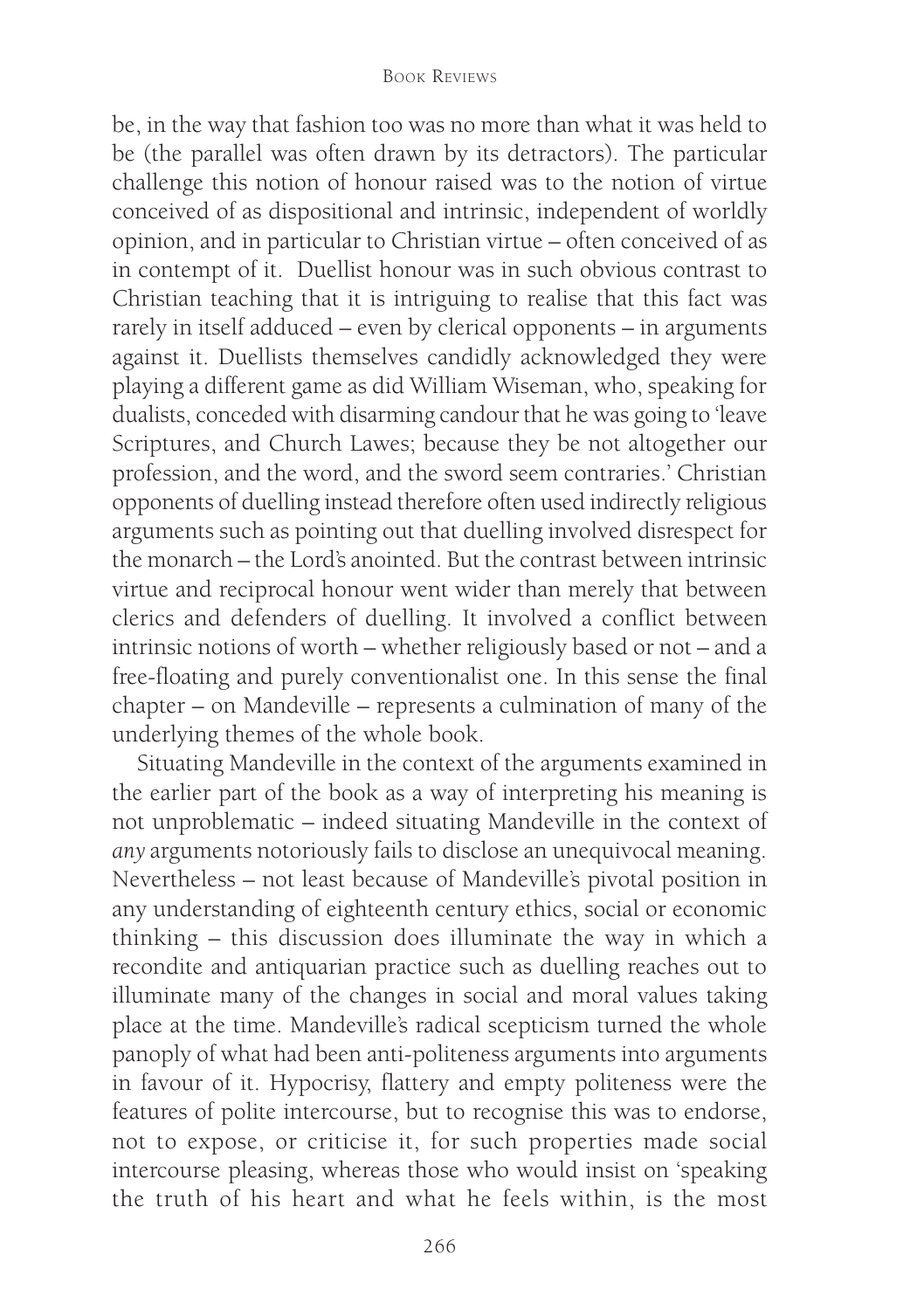be, in the way that fashion too was no more than what it was held to be (the parallel was often drawn by its detractors). The particular challenge this notion of honour raised was to the notion of virtue conceived of as dispositional and intrinsic, independent of worldly opinion, and in particular to Christian virtue – often conceived of as in contempt of it. Duellist honour was in such obvious contrast to Christian teaching that it is intriguing to realise that this fact was rarely in itself adduced – even by clerical opponents – in arguments against it. Duellists themselves candidly acknowledged they were playing a different game as did William Wiseman, who, speaking for dualists, conceded with disarming candour that he was going to 'leave Scriptures, and Church Lawes; because they be not altogether our profession, and the word, and the sword seem contraries.' Christian opponents of duelling instead therefore often used indirectly religious arguments such as pointing out that duelling involved disrespect for the monarch – the Lord's anointed. But the contrast between intrinsic virtue and reciprocal honour went wider than merely that between clerics and defenders of duelling. It involved a conflict between intrinsic notions of worth – whether religiously based or not – and a free-floating and purely conventionalist one. In this sense the final chapter – on Mandeville – represents a culmination of many of the underlying themes of the whole book.

Situating Mandeville in the context of the arguments examined in the earlier part of the book as a way of interpreting his meaning is not unproblematic – indeed situating Mandeville in the context of *any* arguments notoriously fails to disclose an unequivocal meaning. Nevertheless – not least because of Mandeville's pivotal position in any understanding of eighteenth century ethics, social or economic thinking – this discussion does illuminate the way in which a recondite and antiquarian practice such as duelling reaches out to illuminate many of the changes in social and moral values taking place at the time. Mandeville's radical scepticism turned the whole panoply of what had been anti-politeness arguments into arguments in favour of it. Hypocrisy, flattery and empty politeness were the features of polite intercourse, but to recognise this was to endorse, not to expose, or criticise it, for such properties made social intercourse pleasing, whereas those who would insist on 'speaking the truth of his heart and what he feels within, is the most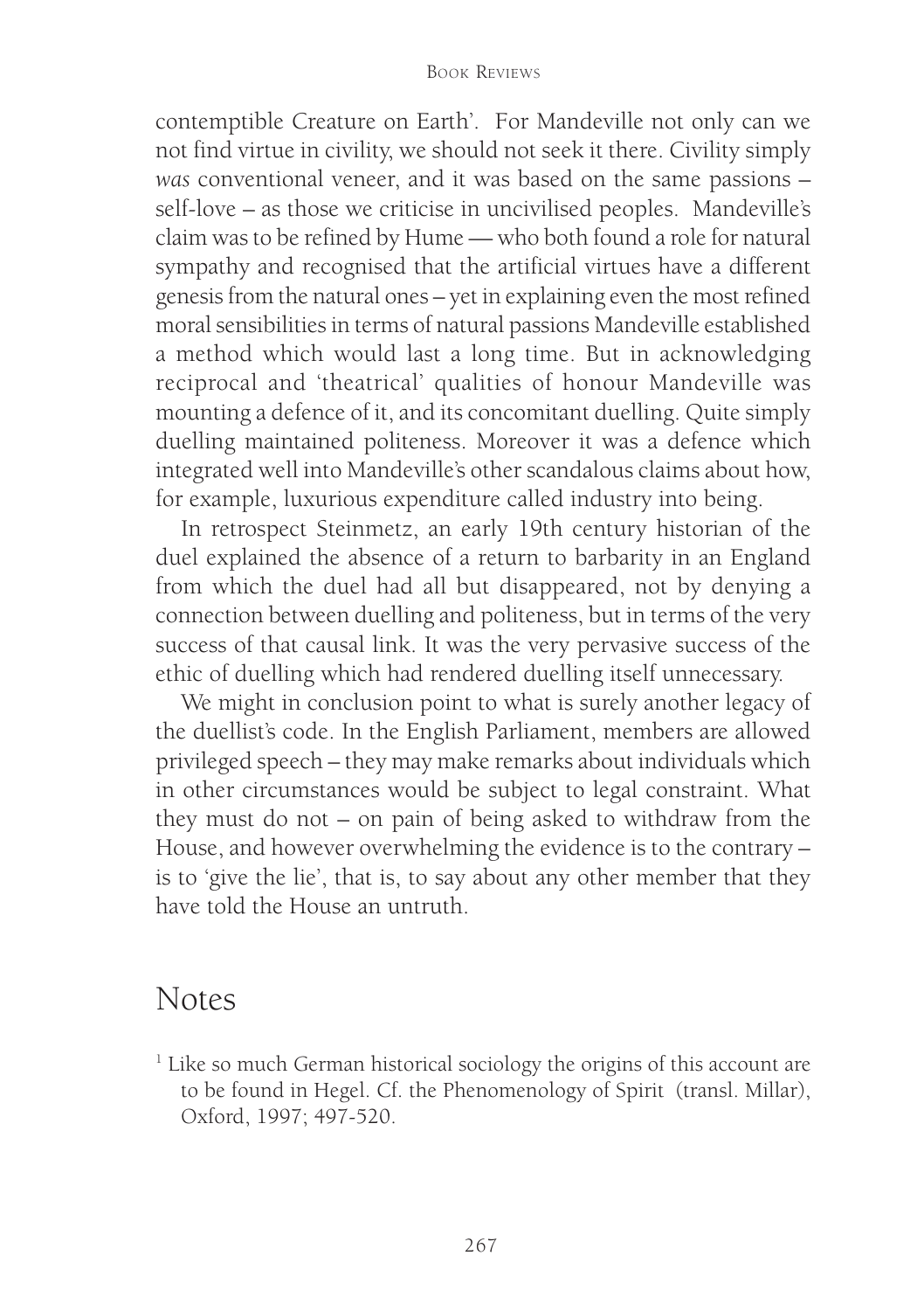contemptible Creature on Earth'. For Mandeville not only can we not find virtue in civility, we should not seek it there. Civility simply *was* conventional veneer, and it was based on the same passions – self-love – as those we criticise in uncivilised peoples. Mandeville's claim was to be refined by Hume — who both found a role for natural sympathy and recognised that the artificial virtues have a different genesis from the natural ones – yet in explaining even the most refined moral sensibilities in terms of natural passions Mandeville established a method which would last a long time. But in acknowledging reciprocal and 'theatrical' qualities of honour Mandeville was mounting a defence of it, and its concomitant duelling. Quite simply duelling maintained politeness. Moreover it was a defence which integrated well into Mandeville's other scandalous claims about how, for example, luxurious expenditure called industry into being.

In retrospect Steinmetz, an early 19th century historian of the duel explained the absence of a return to barbarity in an England from which the duel had all but disappeared, not by denying a connection between duelling and politeness, but in terms of the very success of that causal link. It was the very pervasive success of the ethic of duelling which had rendered duelling itself unnecessary.

We might in conclusion point to what is surely another legacy of the duellist's code. In the English Parliament, members are allowed privileged speech – they may make remarks about individuals which in other circumstances would be subject to legal constraint. What they must do not – on pain of being asked to withdraw from the House, and however overwhelming the evidence is to the contrary – is to 'give the lie', that is, to say about any other member that they have told the House an untruth.

## Notes

[1] Like so much German historical sociology the origins of this account are to be found in Hegel. Cf. the Phenomenology of Spirit (transl. Millar), Oxford, 1997; 497-520.